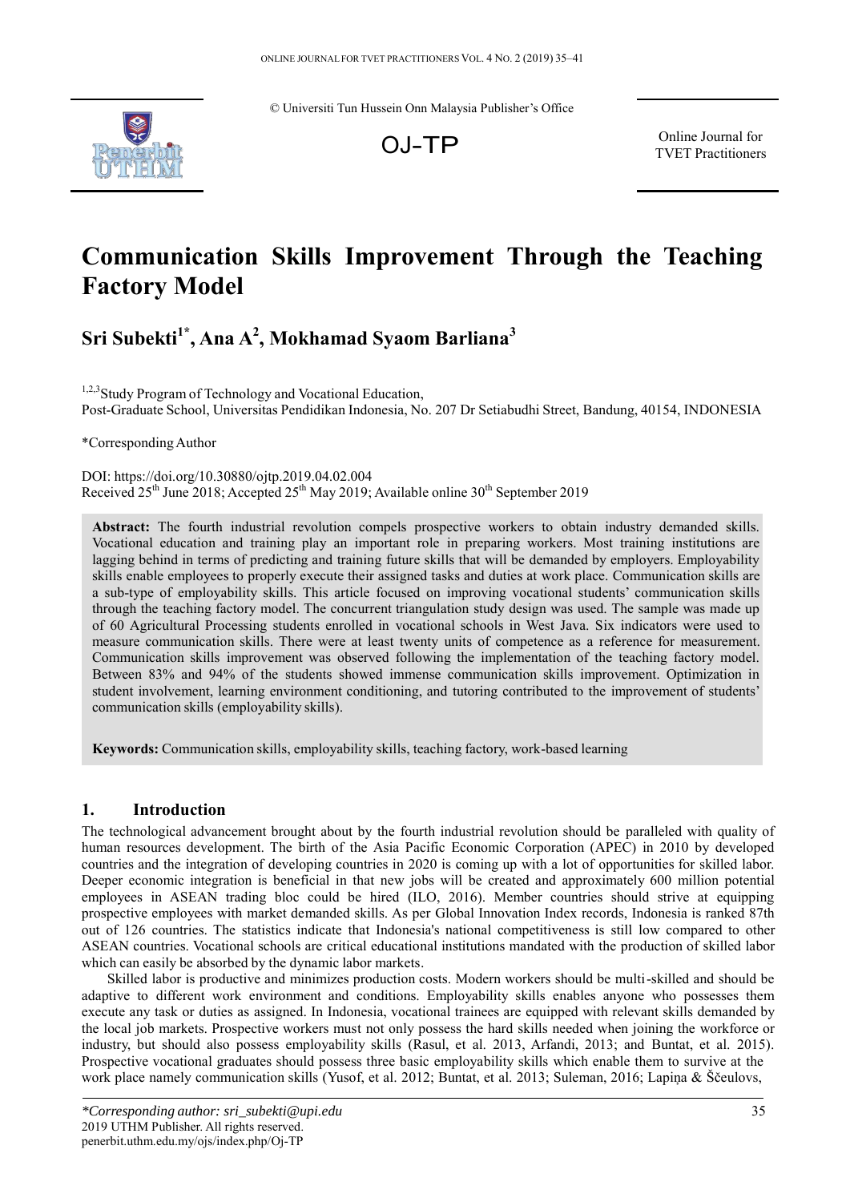© Universiti Tun Hussein Onn Malaysia Publisher's Office

OJ-TP

Online Journal for TVET Practitioners

# Communication Skills Improvement Through the Teaching Factory Model

**Sri Subekti[1*], Ana A[2], Mokhamad Syaom Barliana[3]**

[1,2,3]Study Program of Technology and Vocational Education,
Post-Graduate School, Universitas Pendidikan Indonesia, No. 207 Dr Setiabudhi Street, Bandung, 40154, INDONESIA

*Corresponding Author

DOI: https://doi.org/10.30880/ojtp.2019.04.02.004
Received 25th June 2018; Accepted 25th May 2019; Available online 30th September 2019

**Abstract:** The fourth industrial revolution compels prospective workers to obtain industry demanded skills. Vocational education and training play an important role in preparing workers. Most training institutions are lagging behind in terms of predicting and training future skills that will be demanded by employers. Employability skills enable employees to properly execute their assigned tasks and duties at work place. Communication skills are a sub-type of employability skills. This article focused on improving vocational students' communication skills through the teaching factory model. The concurrent triangulation study design was used. The sample was made up of 60 Agricultural Processing students enrolled in vocational schools in West Java. Six indicators were used to measure communication skills. There were at least twenty units of competence as a reference for measurement. Communication skills improvement was observed following the implementation of the teaching factory model. Between 83% and 94% of the students showed immense communication skills improvement. Optimization in student involvement, learning environment conditioning, and tutoring contributed to the improvement of students' communication skills (employability skills).

**Keywords:** Communication skills, employability skills, teaching factory, work-based learning

## 1. Introduction

The technological advancement brought about by the fourth industrial revolution should be paralleled with quality of human resources development. The birth of the Asia Pacific Economic Corporation (APEC) in 2010 by developed countries and the integration of developing countries in 2020 is coming up with a lot of opportunities for skilled labor. Deeper economic integration is beneficial in that new jobs will be created and approximately 600 million potential employees in ASEAN trading bloc could be hired (ILO, 2016). Member countries should strive at equipping prospective employees with market demanded skills. As per Global Innovation Index records, Indonesia is ranked 87th out of 126 countries. The statistics indicate that Indonesia's national competitiveness is still low compared to other ASEAN countries. Vocational schools are critical educational institutions mandated with the production of skilled labor which can easily be absorbed by the dynamic labor markets.

Skilled labor is productive and minimizes production costs. Modern workers should be multi-skilled and should be adaptive to different work environment and conditions. Employability skills enables anyone who possesses them execute any task or duties as assigned. In Indonesia, vocational trainees are equipped with relevant skills demanded by the local job markets. Prospective workers must not only possess the hard skills needed when joining the workforce or industry, but should also possess employability skills (Rasul, et al. 2013, Arfandi, 2013; and Buntat, et al. 2015). Prospective vocational graduates should possess three basic employability skills which enable them to survive at the work place namely communication skills (Yusof, et al. 2012; Buntat, et al. 2013; Suleman, 2016; Lapiņa & Ščeulovs,

*Corresponding author: sri_subekti@upi.edu
2019 UTHM Publisher. All rights reserved.
penerbit.uthm.edu.my/ojs/index.php/Oj-TP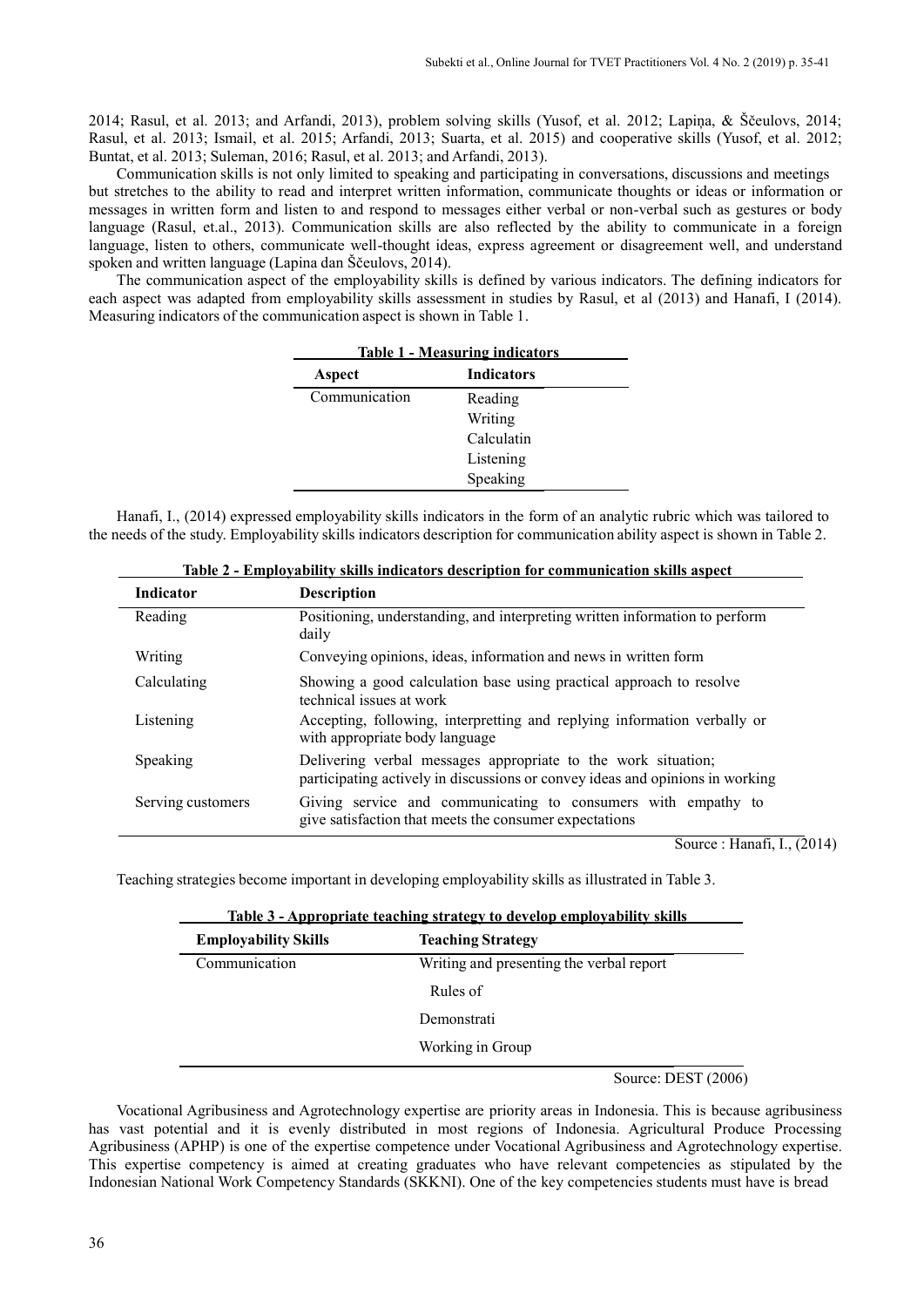2014; Rasul, et al. 2013; and Arfandi, 2013), problem solving skills (Yusof, et al. 2012; Lapiņa, & Ščeulovs, 2014; Rasul, et al. 2013; Ismail, et al. 2015; Arfandi, 2013; Suarta, et al. 2015) and cooperative skills (Yusof, et al. 2012; Buntat, et al. 2013; Suleman, 2016; Rasul, et al. 2013; and Arfandi, 2013).

Communication skills is not only limited to speaking and participating in conversations, discussions and meetings but stretches to the ability to read and interpret written information, communicate thoughts or ideas or information or messages in written form and listen to and respond to messages either verbal or non-verbal such as gestures or body language (Rasul, et.al., 2013). Communication skills are also reflected by the ability to communicate in a foreign language, listen to others, communicate well-thought ideas, express agreement or disagreement well, and understand spoken and written language (Lapina dan Ščeulovs, 2014).

The communication aspect of the employability skills is defined by various indicators. The defining indicators for each aspect was adapted from employability skills assessment in studies by Rasul, et al (2013) and Hanafi, I (2014). Measuring indicators of the communication aspect is shown in Table 1.

**Table 1 - Measuring indicators**

| Aspect | Indicators |
|---|---|
| Communication | Reading |
| | Writing |
| | Calculatin |
| | Listening |
| | Speaking |

Hanafi, I., (2014) expressed employability skills indicators in the form of an analytic rubric which was tailored to the needs of the study. Employability skills indicators description for communication ability aspect is shown in Table 2.

**Table 2 - Employability skills indicators description for communication skills aspect**

| Indicator | Description |
|---|---|
| Reading | Positioning, understanding, and interpreting written information to perform daily |
| Writing | Conveying opinions, ideas, information and news in written form |
| Calculating | Showing a good calculation base using practical approach to resolve technical issues at work |
| Listening | Accepting, following, interpretting and replying information verbally or with appropriate body language |
| Speaking | Delivering verbal messages appropriate to the work situation; participating actively in discussions or convey ideas and opinions in working |
| Serving customers | Giving service and communicating to consumers with empathy to give satisfaction that meets the consumer expectations |

Source : Hanafi, I., (2014)

Teaching strategies become important in developing employability skills as illustrated in Table 3.

**Table 3 - Appropriate teaching strategy to develop employability skills**

| Employability Skills | Teaching Strategy |
|---|---|
| Communication | Writing and presenting the verbal report |
| | Rules of |
| | Demonstrati |
| | Working in Group |

Source: DEST (2006)

Vocational Agribusiness and Agrotechnology expertise are priority areas in Indonesia. This is because agribusiness has vast potential and it is evenly distributed in most regions of Indonesia. Agricultural Produce Processing Agribusiness (APHP) is one of the expertise competence under Vocational Agribusiness and Agrotechnology expertise. This expertise competency is aimed at creating graduates who have relevant competencies as stipulated by the Indonesian National Work Competency Standards (SKKNI). One of the key competencies students must have is bread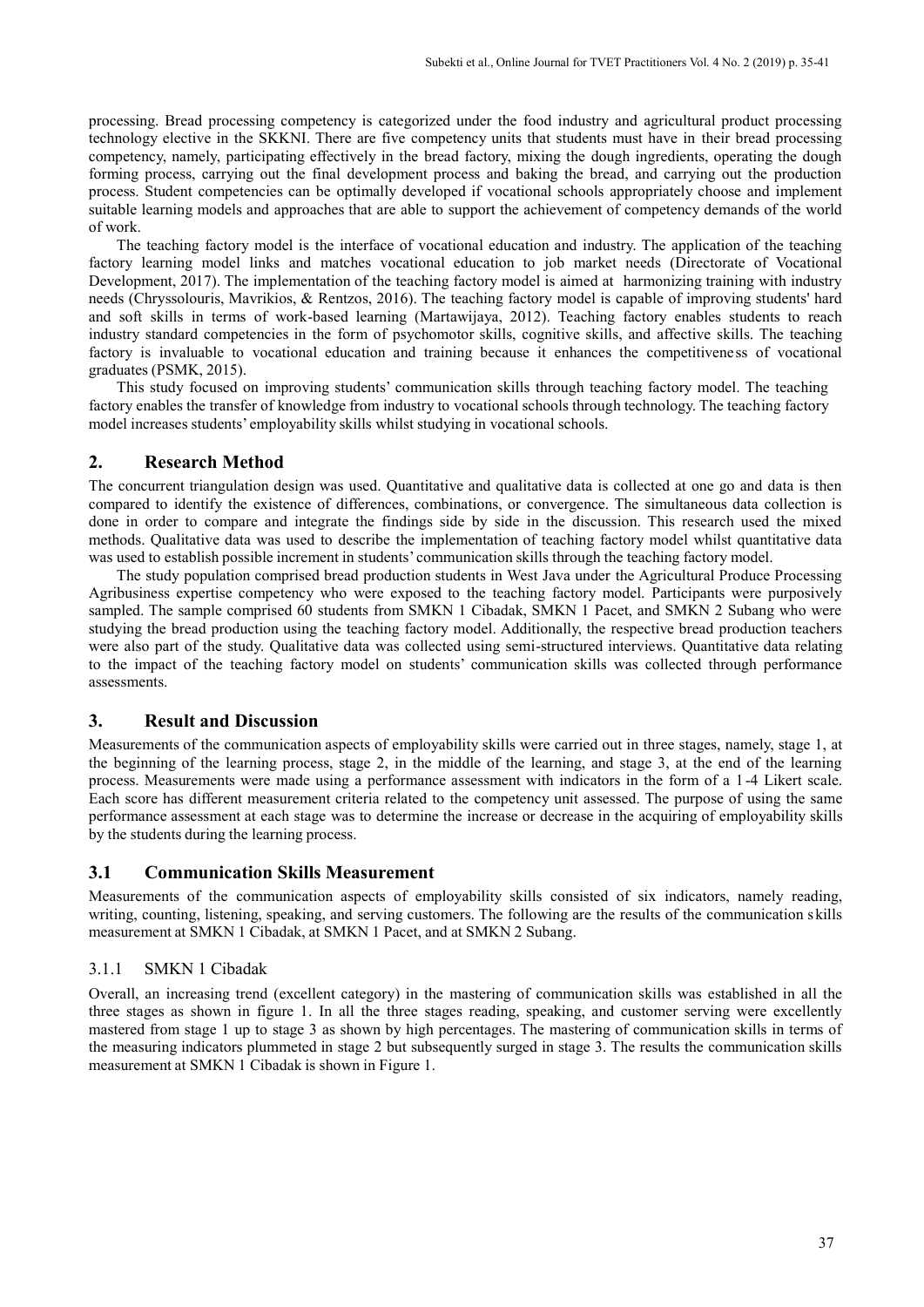processing. Bread processing competency is categorized under the food industry and agricultural product processing technology elective in the SKKNI. There are five competency units that students must have in their bread processing competency, namely, participating effectively in the bread factory, mixing the dough ingredients, operating the dough forming process, carrying out the final development process and baking the bread, and carrying out the production process. Student competencies can be optimally developed if vocational schools appropriately choose and implement suitable learning models and approaches that are able to support the achievement of competency demands of the world of work.

The teaching factory model is the interface of vocational education and industry. The application of the teaching factory learning model links and matches vocational education to job market needs (Directorate of Vocational Development, 2017). The implementation of the teaching factory model is aimed at harmonizing training with industry needs (Chryssolouris, Mavrikios, & Rentzos, 2016). The teaching factory model is capable of improving students' hard and soft skills in terms of work-based learning (Martawijaya, 2012). Teaching factory enables students to reach industry standard competencies in the form of psychomotor skills, cognitive skills, and affective skills. The teaching factory is invaluable to vocational education and training because it enhances the competitiveness of vocational graduates (PSMK, 2015).

This study focused on improving students' communication skills through teaching factory model. The teaching factory enables the transfer of knowledge from industry to vocational schools through technology. The teaching factory model increases students' employability skills whilst studying in vocational schools.

## 2. Research Method

The concurrent triangulation design was used. Quantitative and qualitative data is collected at one go and data is then compared to identify the existence of differences, combinations, or convergence. The simultaneous data collection is done in order to compare and integrate the findings side by side in the discussion. This research used the mixed methods. Qualitative data was used to describe the implementation of teaching factory model whilst quantitative data was used to establish possible increment in students' communication skills through the teaching factory model.

The study population comprised bread production students in West Java under the Agricultural Produce Processing Agribusiness expertise competency who were exposed to the teaching factory model. Participants were purposively sampled. The sample comprised 60 students from SMKN 1 Cibadak, SMKN 1 Pacet, and SMKN 2 Subang who were studying the bread production using the teaching factory model. Additionally, the respective bread production teachers were also part of the study. Qualitative data was collected using semi-structured interviews. Quantitative data relating to the impact of the teaching factory model on students' communication skills was collected through performance assessments.

## 3. Result and Discussion

Measurements of the communication aspects of employability skills were carried out in three stages, namely, stage 1, at the beginning of the learning process, stage 2, in the middle of the learning, and stage 3, at the end of the learning process. Measurements were made using a performance assessment with indicators in the form of a 1-4 Likert scale. Each score has different measurement criteria related to the competency unit assessed. The purpose of using the same performance assessment at each stage was to determine the increase or decrease in the acquiring of employability skills by the students during the learning process.

### 3.1 Communication Skills Measurement

Measurements of the communication aspects of employability skills consisted of six indicators, namely reading, writing, counting, listening, speaking, and serving customers. The following are the results of the communication skills measurement at SMKN 1 Cibadak, at SMKN 1 Pacet, and at SMKN 2 Subang.

#### 3.1.1 SMKN 1 Cibadak

Overall, an increasing trend (excellent category) in the mastering of communication skills was established in all the three stages as shown in figure 1. In all the three stages reading, speaking, and customer serving were excellently mastered from stage 1 up to stage 3 as shown by high percentages. The mastering of communication skills in terms of the measuring indicators plummeted in stage 2 but subsequently surged in stage 3. The results the communication skills measurement at SMKN 1 Cibadak is shown in Figure 1.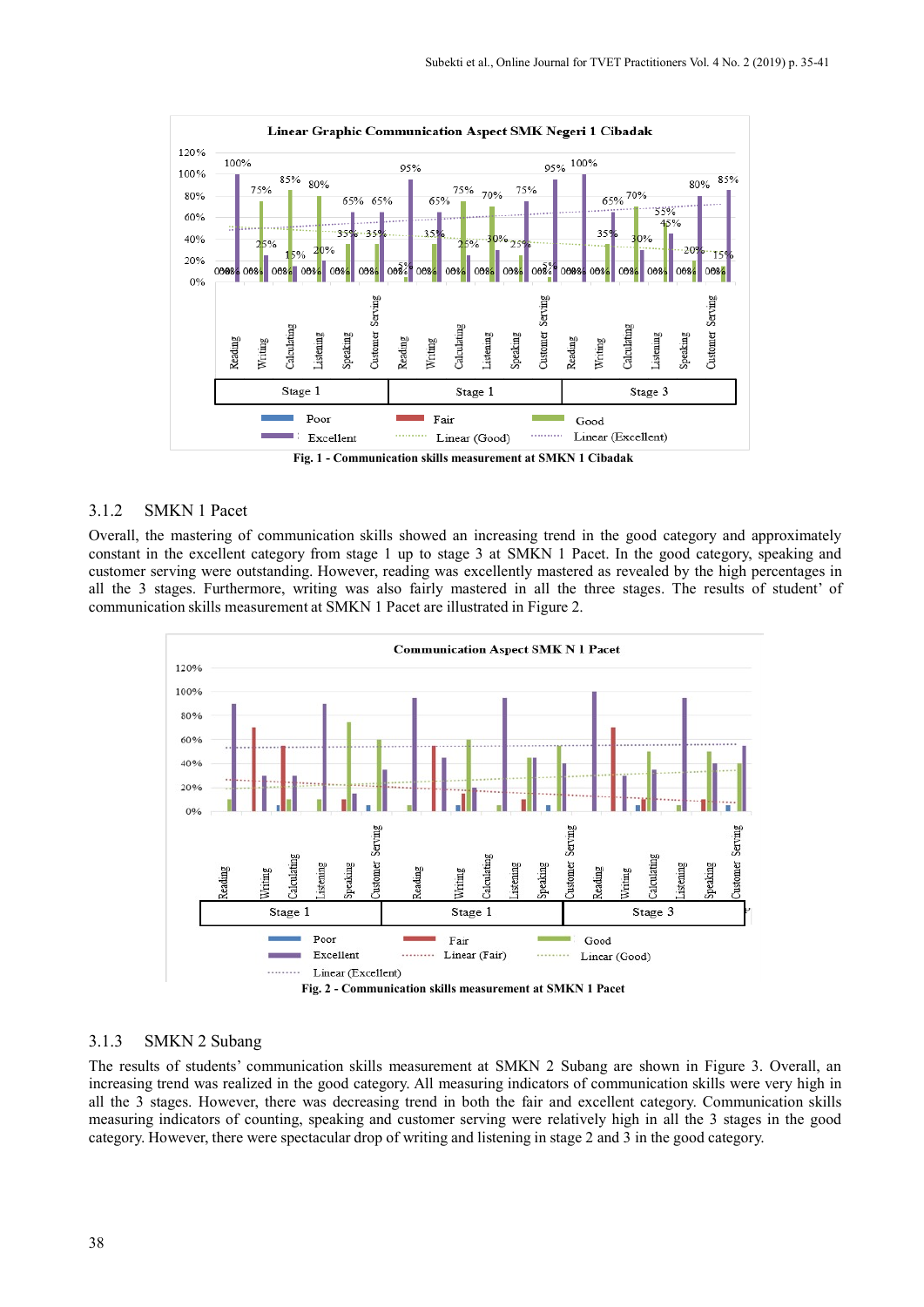Fig. 1 - Communication skills measurement at SMKN 1 Cibadak

### 3.1.2 SMKN 1 Pacet

Overall, the mastering of communication skills showed an increasing trend in the good category and approximately constant in the excellent category from stage 1 up to stage 3 at SMKN 1 Pacet. In the good category, speaking and customer serving were outstanding. However, reading was excellently mastered as revealed by the high percentages in all the 3 stages. Furthermore, writing was also fairly mastered in all the three stages. The results of student' of communication skills measurement at SMKN 1 Pacet are illustrated in Figure 2.

Fig. 2 - Communication skills measurement at SMKN 1 Pacet

### 3.1.3 SMKN 2 Subang

The results of students' communication skills measurement at SMKN 2 Subang are shown in Figure 3. Overall, an increasing trend was realized in the good category. All measuring indicators of communication skills were very high in all the 3 stages. However, there was decreasing trend in both the fair and excellent category. Communication skills measuring indicators of counting, speaking and customer serving were relatively high in all the 3 stages in the good category. However, there were spectacular drop of writing and listening in stage 2 and 3 in the good category.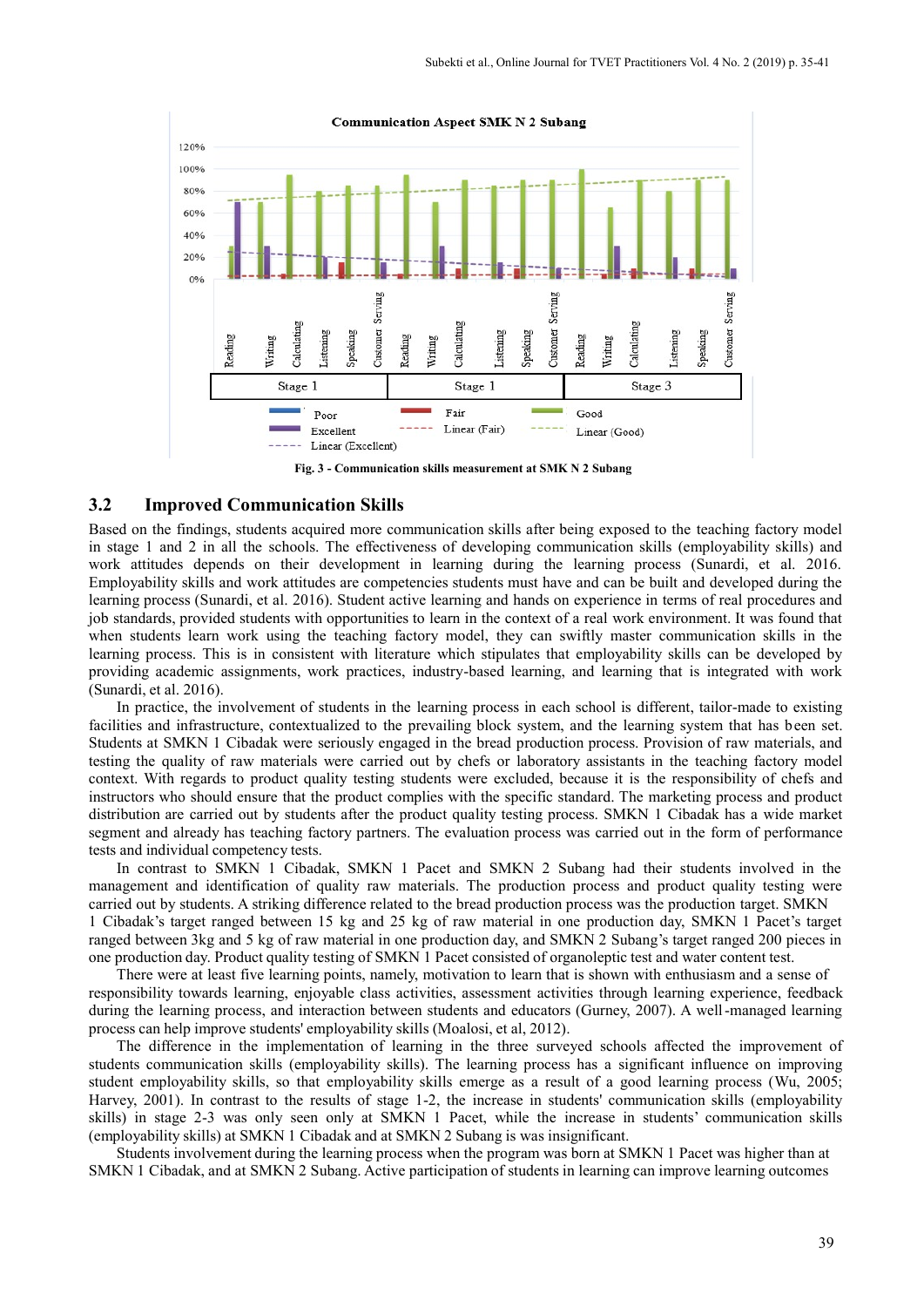Fig. 3 - Communication skills measurement at SMK N 2 Subang

## 3.2 Improved Communication Skills

Based on the findings, students acquired more communication skills after being exposed to the teaching factory model in stage 1 and 2 in all the schools. The effectiveness of developing communication skills (employability skills) and work attitudes depends on their development in learning during the learning process (Sunardi, et al. 2016. Employability skills and work attitudes are competencies students must have and can be built and developed during the learning process (Sunardi, et al. 2016). Student active learning and hands on experience in terms of real procedures and job standards, provided students with opportunities to learn in the context of a real work environment. It was found that when students learn work using the teaching factory model, they can swiftly master communication skills in the learning process. This is in consistent with literature which stipulates that employability skills can be developed by providing academic assignments, work practices, industry-based learning, and learning that is integrated with work (Sunardi, et al. 2016).

In practice, the involvement of students in the learning process in each school is different, tailor-made to existing facilities and infrastructure, contextualized to the prevailing block system, and the learning system that has been set. Students at SMKN 1 Cibadak were seriously engaged in the bread production process. Provision of raw materials, and testing the quality of raw materials were carried out by chefs or laboratory assistants in the teaching factory model context. With regards to product quality testing students were excluded, because it is the responsibility of chefs and instructors who should ensure that the product complies with the specific standard. The marketing process and product distribution are carried out by students after the product quality testing process. SMKN 1 Cibadak has a wide market segment and already has teaching factory partners. The evaluation process was carried out in the form of performance tests and individual competency tests.

In contrast to SMKN 1 Cibadak, SMKN 1 Pacet and SMKN 2 Subang had their students involved in the management and identification of quality raw materials. The production process and product quality testing were carried out by students. A striking difference related to the bread production process was the production target. SMKN 1 Cibadak's target ranged between 15 kg and 25 kg of raw material in one production day, SMKN 1 Pacet's target ranged between 3kg and 5 kg of raw material in one production day, and SMKN 2 Subang's target ranged 200 pieces in one production day. Product quality testing of SMKN 1 Pacet consisted of organoleptic test and water content test.

There were at least five learning points, namely, motivation to learn that is shown with enthusiasm and a sense of responsibility towards learning, enjoyable class activities, assessment activities through learning experience, feedback during the learning process, and interaction between students and educators (Gurney, 2007). A well-managed learning process can help improve students' employability skills (Moalosi, et al, 2012).

The difference in the implementation of learning in the three surveyed schools affected the improvement of students communication skills (employability skills). The learning process has a significant influence on improving student employability skills, so that employability skills emerge as a result of a good learning process (Wu, 2005; Harvey, 2001). In contrast to the results of stage 1-2, the increase in students' communication skills (employability skills) in stage 2-3 was only seen only at SMKN 1 Pacet, while the increase in students' communication skills (employability skills) at SMKN 1 Cibadak and at SMKN 2 Subang is was insignificant.

Students involvement during the learning process when the program was born at SMKN 1 Pacet was higher than at SMKN 1 Cibadak, and at SMKN 2 Subang. Active participation of students in learning can improve learning outcomes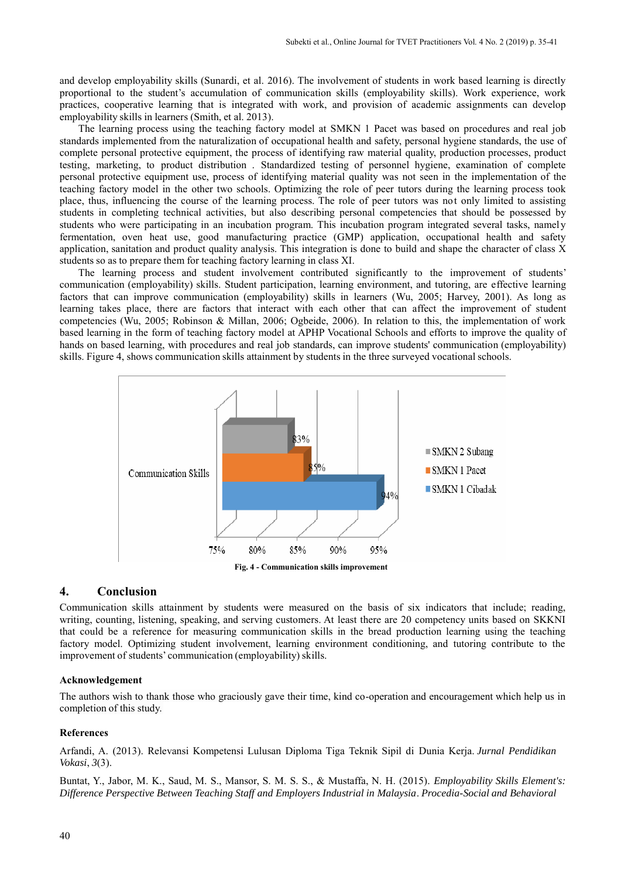and develop employability skills (Sunardi, et al. 2016). The involvement of students in work based learning is directly proportional to the student's accumulation of communication skills (employability skills). Work experience, work practices, cooperative learning that is integrated with work, and provision of academic assignments can develop employability skills in learners (Smith, et al. 2013).

The learning process using the teaching factory model at SMKN 1 Pacet was based on procedures and real job standards implemented from the naturalization of occupational health and safety, personal hygiene standards, the use of complete personal protective equipment, the process of identifying raw material quality, production processes, product testing, marketing, to product distribution . Standardized testing of personnel hygiene, examination of complete personal protective equipment use, process of identifying material quality was not seen in the implementation of the teaching factory model in the other two schools. Optimizing the role of peer tutors during the learning process took place, thus, influencing the course of the learning process. The role of peer tutors was not only limited to assisting students in completing technical activities, but also describing personal competencies that should be possessed by students who were participating in an incubation program. This incubation program integrated several tasks, namely fermentation, oven heat use, good manufacturing practice (GMP) application, occupational health and safety application, sanitation and product quality analysis. This integration is done to build and shape the character of class X students so as to prepare them for teaching factory learning in class XI.

The learning process and student involvement contributed significantly to the improvement of students' communication (employability) skills. Student participation, learning environment, and tutoring, are effective learning factors that can improve communication (employability) skills in learners (Wu, 2005; Harvey, 2001). As long as learning takes place, there are factors that interact with each other that can affect the improvement of student competencies (Wu, 2005; Robinson & Millan, 2006; Ogbeide, 2006). In relation to this, the implementation of work based learning in the form of teaching factory model at APHP Vocational Schools and efforts to improve the quality of hands on based learning, with procedures and real job standards, can improve students' communication (employability) skills. Figure 4, shows communication skills attainment by students in the three surveyed vocational schools.

| Communication Skills | |
|---|---|
| SMKN 2 Subang | 83% |
| SMKN 1 Pacet | 85% |
| SMKN 1 Cibadak | 94% |

**Fig. 4 - Communication skills improvement**

## 4. Conclusion

Communication skills attainment by students were measured on the basis of six indicators that include; reading, writing, counting, listening, speaking, and serving customers. At least there are 20 competency units based on SKKNI that could be a reference for measuring communication skills in the bread production learning using the teaching factory model. Optimizing student involvement, learning environment conditioning, and tutoring contribute to the improvement of students' communication (employability) skills.

### Acknowledgement

The authors wish to thank those who graciously gave their time, kind co-operation and encouragement which help us in completion of this study.

### References

Arfandi, A. (2013). Relevansi Kompetensi Lulusan Diploma Tiga Teknik Sipil di Dunia Kerja. *Jurnal Pendidikan Vokasi*, *3*(3).

Buntat, Y., Jabor, M. K., Saud, M. S., Mansor, S. M. S. S., & Mustaffa, N. H. (2015). *Employability Skills Element's: Difference Perspective Between Teaching Staff and Employers Industrial in Malaysia*. *Procedia-Social and Behavioral*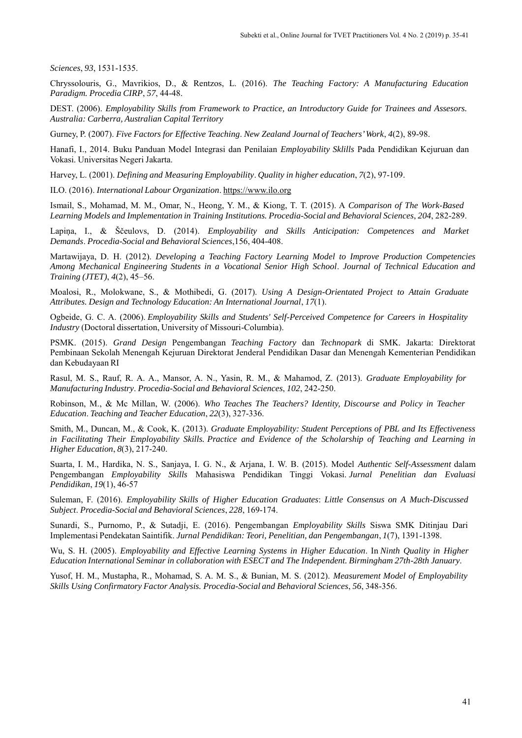*Sciences*, *93*, 1531-1535.

Chryssolouris, G., Mavrikios, D., & Rentzos, L. (2016). *The Teaching Factory: A Manufacturing Education Paradigm. Procedia CIRP*, *57*, 44-48.

DEST. (2006). *Employability Skills from Framework to Practice, an Introductory Guide for Trainees and Assesors. Australia: Carberra, Australian Capital Territory*

Gurney, P. (2007). *Five Factors for Effective Teaching*. *New Zealand Journal of Teachers' Work*, *4*(2), 89-98.

Hanafi, I., 2014. Buku Panduan Model Integrasi dan Penilaian *Employability Sklills* Pada Pendidikan Kejuruan dan Vokasi. Universitas Negeri Jakarta.

Harvey, L. (2001). *Defining and Measuring Employability*. *Quality in higher education*, *7*(2), 97-109.

ILO. (2016). *International Labour Organization*. https://www.ilo.org

Ismail, S., Mohamad, M. M., Omar, N., Heong, Y. M., & Kiong, T. T. (2015). A *Comparison of The Work-Based Learning Models and Implementation in Training Institutions. Procedia-Social and Behavioral Sciences*, *204*, 282-289.

Lapiņa, I., & Ščeulovs, D. (2014). *Employability and Skills Anticipation: Competences and Market Demands*. *Procedia-Social and Behavioral Sciences*,156, 404-408.

Martawijaya, D. H. (2012). *Developing a Teaching Factory Learning Model to Improve Production Competencies Among Mechanical Engineering Students in a Vocational Senior High School*. *Journal of Technical Education and Training (JTET)*, *4*(2), 45–56.

Moalosi, R., Molokwane, S., & Mothibedi, G. (2017). *Using A Design-Orientated Project to Attain Graduate Attributes. Design and Technology Education: An International Journal*, *17*(1).

Ogbeide, G. C. A. (2006). *Employability Skills and Students' Self-Perceived Competence for Careers in Hospitality Industry* (Doctoral dissertation, University of Missouri-Columbia).

PSMK. (2015). *Grand Design* Pengembangan *Teaching Factory* dan *Technopark* di SMK. Jakarta: Direktorat Pembinaan Sekolah Menengah Kejuruan Direktorat Jenderal Pendidikan Dasar dan Menengah Kementerian Pendidikan dan Kebudayaan RI

Rasul, M. S., Rauf, R. A. A., Mansor, A. N., Yasin, R. M., & Mahamod, Z. (2013). *Graduate Employability for Manufacturing Industry*. *Procedia-Social and Behavioral Sciences*, *102*, 242-250.

Robinson, M., & Mc Millan, W. (2006). *Who Teaches The Teachers? Identity, Discourse and Policy in Teacher Education*. *Teaching and Teacher Education*, *22*(3), 327-336.

Smith, M., Duncan, M., & Cook, K. (2013). *Graduate Employability: Student Perceptions of PBL and Its Effectiveness in Facilitating Their Employability Skills. Practice and Evidence of the Scholarship of Teaching and Learning in Higher Education*, *8*(3), 217-240.

Suarta, I. M., Hardika, N. S., Sanjaya, I. G. N., & Arjana, I. W. B. (2015). Model *Authentic Self-Assessment* dalam Pengembangan *Employability Skills* Mahasiswa Pendidikan Tinggi Vokasi. *Jurnal Penelitian dan Evaluasi Pendidikan*, *19*(1), 46-57

Suleman, F. (2016). *Employability Skills of Higher Education Graduates*: *Little Consensus on A Much-Discussed Subject*. *Procedia-Social and Behavioral Sciences*, *228*, 169-174.

Sunardi, S., Purnomo, P., & Sutadji, E. (2016). Pengembangan *Employability Skills* Siswa SMK Ditinjau Dari Implementasi Pendekatan Saintifik. *Jurnal Pendidikan: Teori, Penelitian, dan Pengembangan*, *1*(7), 1391-1398.

Wu, S. H. (2005). *Employability and Effective Learning Systems in Higher Education*. In *Ninth Quality in Higher Education International Seminar in collaboration with ESECT and The Independent. Birmingham 27th-28th January*.

Yusof, H. M., Mustapha, R., Mohamad, S. A. M. S., & Bunian, M. S. (2012). *Measurement Model of Employability Skills Using Confirmatory Factor Analysis. Procedia-Social and Behavioral Sciences*, *56*, 348-356.